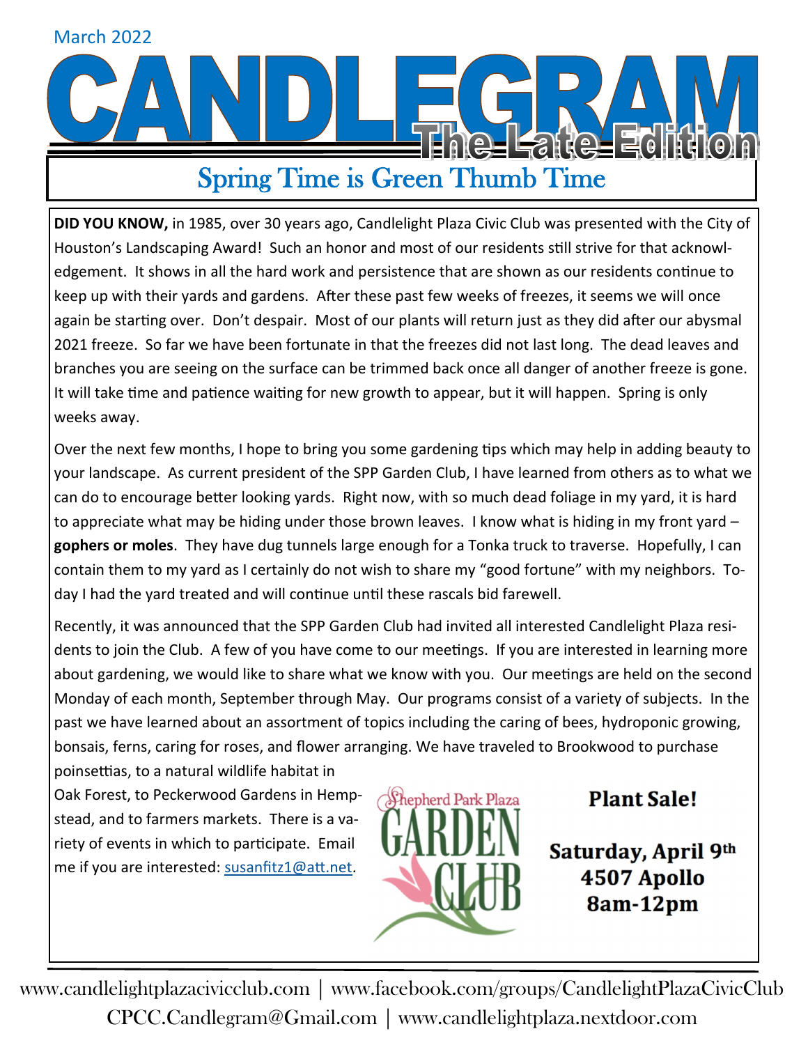March 2022

# CANDLEGRAM

## The Late Edition

## Spring Time is Green Thumb Time

**DID YOU KNOW,** in 1985, over 30 years ago, Candlelight Plaza Civic Club was presented with the City of Houston's Landscaping Award! Such an honor and most of our residents still strive for that acknowledgement. It shows in all the hard work and persistence that are shown as our residents continue to keep up with their yards and gardens. After these past few weeks of freezes, it seems we will once again be starting over. Don't despair. Most of our plants will return just as they did after our abysmal 2021 freeze. So far we have been fortunate in that the freezes did not last long. The dead leaves and branches you are seeing on the surface can be trimmed back once all danger of another freeze is gone. It will take time and patience waiting for new growth to appear, but it will happen. Spring is only weeks away.

Over the next few months, I hope to bring you some gardening tips which may help in adding beauty to your landscape. As current president of the SPP Garden Club, I have learned from others as to what we can do to encourage better looking yards. Right now, with so much dead foliage in my yard, it is hard to appreciate what may be hiding under those brown leaves. I know what is hiding in my front yard – **gophers or moles**. They have dug tunnels large enough for a Tonka truck to traverse. Hopefully, I can contain them to my yard as I certainly do not wish to share my "good fortune" with my neighbors. Today I had the yard treated and will continue until these rascals bid farewell.

Recently, it was announced that the SPP Garden Club had invited all interested Candlelight Plaza residents to join the Club. A few of you have come to our meetings. If you are interested in learning more about gardening, we would like to share what we know with you. Our meetings are held on the second Monday of each month, September through May. Our programs consist of a variety of subjects. In the past we have learned about an assortment of topics including the caring of bees, hydroponic growing, bonsais, ferns, caring for roses, and flower arranging. We have traveled to Brookwood to purchase poinsettias, to a natural wildlife habitat in Oak Forest, to Peckerwood Gardens in Hempstead, and to farmers markets. There is a variety of events in which to participate. Email me if you are interested: susanfitz1@att.net.

Shepherd Park Plaza GARDEN CLUB

**Plant Sale!**

**Saturday, April 9th**
**4507 Apollo**
**8am-12pm**

www.candlelightplazacivicclub.com | www.facebook.com/groups/CandlelightPlazaCivicClub
CPCC.Candlegram@Gmail.com | www.candlelightplaza.nextdoor.com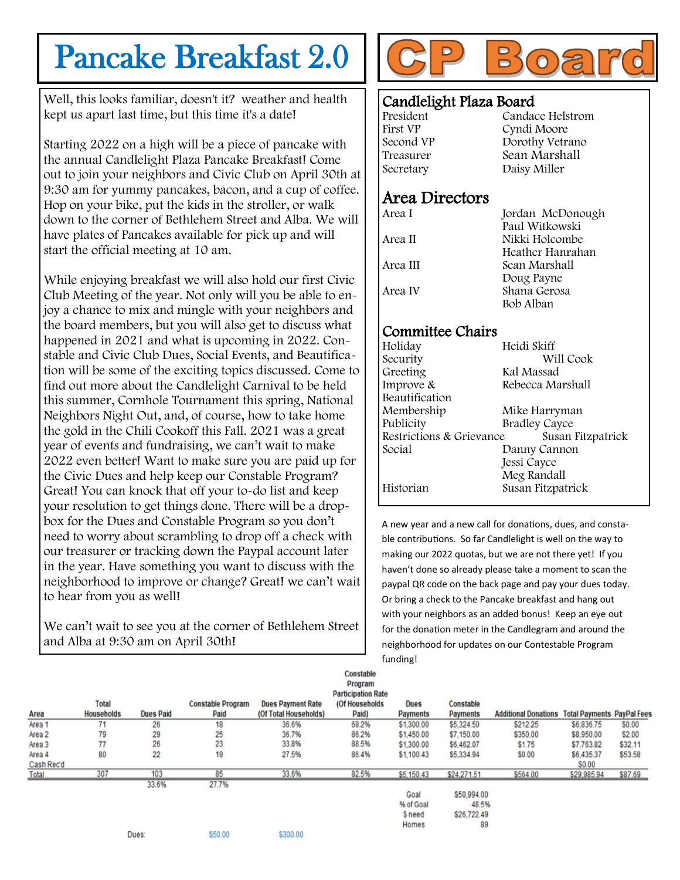# Pancake Breakfast 2.0

Well, this looks familiar, doesn't it? weather and health kept us apart last time, but this time it's a date!

Starting 2022 on a high will be a piece of pancake with the annual Candlelight Plaza Pancake Breakfast! Come out to join your neighbors and Civic Club on April 30th at 9:30 am for yummy pancakes, bacon, and a cup of coffee. Hop on your bike, put the kids in the stroller, or walk down to the corner of Bethlehem Street and Alba. We will have plates of Pancakes available for pick up and will start the official meeting at 10 am.

While enjoying breakfast we will also hold our first Civic Club Meeting of the year. Not only will you be able to enjoy a chance to mix and mingle with your neighbors and the board members, but you will also get to discuss what happened in 2021 and what is upcoming in 2022. Constable and Civic Club Dues, Social Events, and Beautification will be some of the exciting topics discussed. Come to find out more about the Candlelight Carnival to be held this summer, Cornhole Tournament this spring, National Neighbors Night Out, and, of course, how to take home the gold in the Chili Cookoff this Fall. 2021 was a great year of events and fundraising, we can't wait to make 2022 even better! Want to make sure you are paid up for the Civic Dues and help keep our Constable Program? Great! You can knock that off your to-do list and keep your resolution to get things done. There will be a drop-box for the Dues and Constable Program so you don't need to worry about scrambling to drop off a check with our treasurer or tracking down the Paypal account later in the year. Have something you want to discuss with the neighborhood to improve or change? Great! we can't wait to hear from you as well!

We can't wait to see you at the corner of Bethlehem Street and Alba at 9:30 am on April 30th!

# CP Board

## Candlelight Plaza Board

| | |
|---|---|
| President | Candace Helstrom |
| First VP | Cyndi Moore |
| Second VP | Dorothy Vetrano |
| Treasurer | Sean Marshall |
| Secretary | Daisy Miller |

## Area Directors

| | |
|---|---|
| Area I | Jordan McDonough |
| | Paul Witkowski |
| Area II | Nikki Holcombe |
| | Heather Hanrahan |
| Area III | Sean Marshall |
| | Doug Payne |
| Area IV | Shana Gerosa |
| | Bob Alban |

## Committee Chairs

| | |
|---|---|
| Holiday | Heidi Skiff |
| Security | Will Cook |
| Greeting | Kal Massad |
| Improve & Beautification | Rebecca Marshall |
| Membership | Mike Harryman |
| Publicity | Bradley Cayce |
| Restrictions & Grievance | Susan Fitzpatrick |
| Social | Danny Cannon |
| | Jessi Cayce |
| | Meg Randall |
| Historian | Susan Fitzpatrick |

A new year and a new call for donations, dues, and constable contributions. So far Candlelight is well on the way to making our 2022 quotas, but we are not there yet! If you haven't done so already please take a moment to scan the paypal QR code on the back page and pay your dues today. Or bring a check to the Pancake breakfast and hang out with your neighbors as an added bonus! Keep an eye out for the donation meter in the Candlegram and around the neighborhood for updates on our Contestable Program funding!

| Area | Total Households | Dues Paid | Constable Program Paid | Dues Payment Rate (Of Total Households) | Constable Program Participation Rate (Of Households Paid) | Dues Payments | Constable Payments | Additional Donations | Total Payments | PayPal Fees |
|---|---|---|---|---|---|---|---|---|---|---|
| Area 1 | 71 | 26 | 18 | 36.6% | 69.2% | $1,300.00 | $5,324.50 | $212.25 | $6,836.75 | $0.00 |
| Area 2 | 79 | 29 | 25 | 36.7% | 86.2% | $1,450.00 | $7,150.00 | $350.00 | $8,950.00 | $2.00 |
| Area 3 | 77 | 26 | 23 | 33.8% | 88.5% | $1,300.00 | $6,462.07 | $1.75 | $7,763.82 | $32.11 |
| Area 4 | 80 | 22 | 19 | 27.5% | 86.4% | $1,100.43 | $5,334.94 | $0.00 | $6,435.37 | $53.58 |
| Cash Rec'd | | | | | | | | | $0.00 | |
| Total | 307 | 103 | 85 | 33.6% | 82.5% | $5,150.43 | $24,271.51 | $564.00 | $29,985.94 | $87.69 |
| | | 33.6% | 27.7% | | | | | | | |

| | |
|---|---|
| Goal | $50,994.00 |
| % of Goal | 48.5% |
| $ need | $26,722.49 |
| Homes | 89 |

Dues: $50.00 $300.00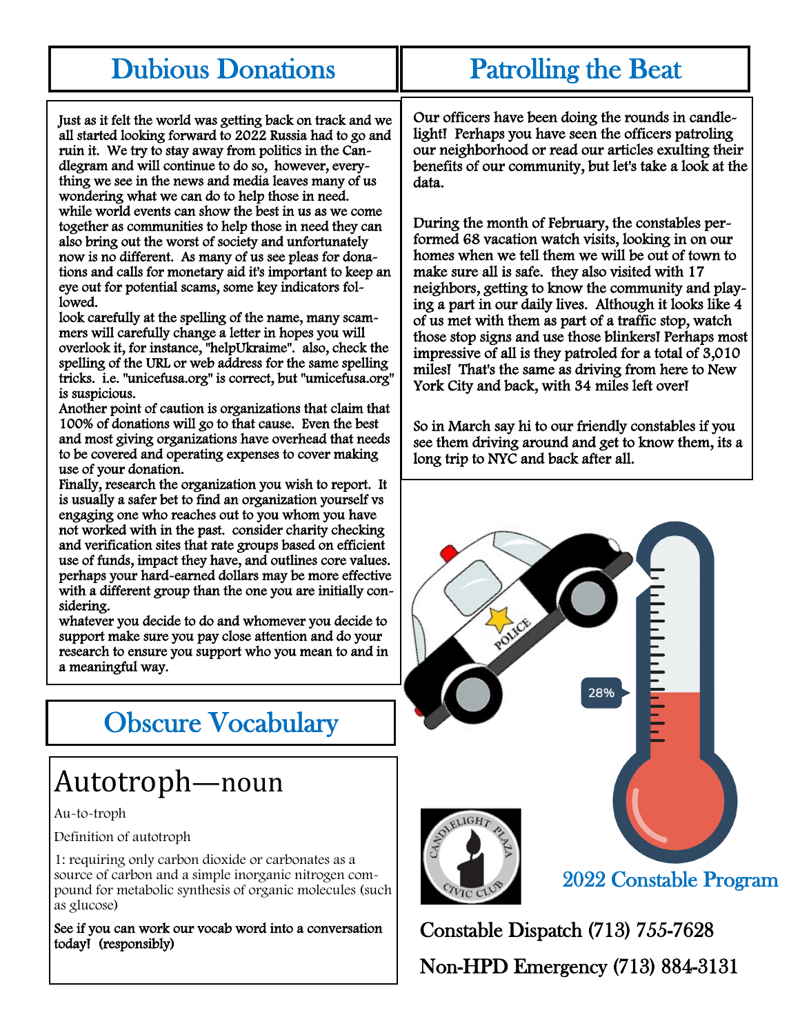## Dubious Donations

Just as it felt the world was getting back on track and we all started looking forward to 2022 Russia had to go and ruin it. We try to stay away from politics in the Candlegram and will continue to do so, however, everything we see in the news and media leaves many of us wondering what we can do to help those in need. while world events can show the best in us as we come together as communities to help those in need they can also bring out the worst of society and unfortunately now is no different. As many of us see pleas for donations and calls for monetary aid it's important to keep an eye out for potential scams, some key indicators followed.

look carefully at the spelling of the name, many scammers will carefully change a letter in hopes you will overlook it, for instance, "helpUkraime". also, check the spelling of the URL or web address for the same spelling tricks. i.e. "unicefusa.org" is correct, but "umicefusa.org" is suspicious.

Another point of caution is organizations that claim that 100% of donations will go to that cause. Even the best and most giving organizations have overhead that needs to be covered and operating expenses to cover making use of your donation.

Finally, research the organization you wish to report. It is usually a safer bet to find an organization yourself vs engaging one who reaches out to you whom you have not worked with in the past. consider charity checking and verification sites that rate groups based on efficient use of funds, impact they have, and outlines core values. perhaps your hard-earned dollars may be more effective with a different group than the one you are initially considering.

whatever you decide to do and whomever you decide to support make sure you pay close attention and do your research to ensure you support who you mean to and in a meaningful way.

## Obscure Vocabulary

# Autotroph—noun

Au-to-troph

Definition of autotroph

1: requiring only carbon dioxide or carbonates as a source of carbon and a simple inorganic nitrogen compound for metabolic synthesis of organic molecules (such as glucose)

See if you can work our vocab word into a conversation today! (responsibly)

## Patrolling the Beat

Our officers have been doing the rounds in candlelight! Perhaps you have seen the officers patroling our neighborhood or read our articles exulting their benefits of our community, but let's take a look at the data.

During the month of February, the constables performed 68 vacation watch visits, looking in on our homes when we tell them we will be out of town to make sure all is safe. they also visited with 17 neighbors, getting to know the community and playing a part in our daily lives. Although it looks like 4 of us met with them as part of a traffic stop, watch those stop signs and use those blinkers! Perhaps most impressive of all is they patroled for a total of 3,010 miles! That's the same as driving from here to New York City and back, with 34 miles left over!

So in March say hi to our friendly constables if you see them driving around and get to know them, its a long trip to NYC and back after all.

28%

2022 Constable Program

Constable Dispatch (713) 755-7628

Non-HPD Emergency (713) 884-3131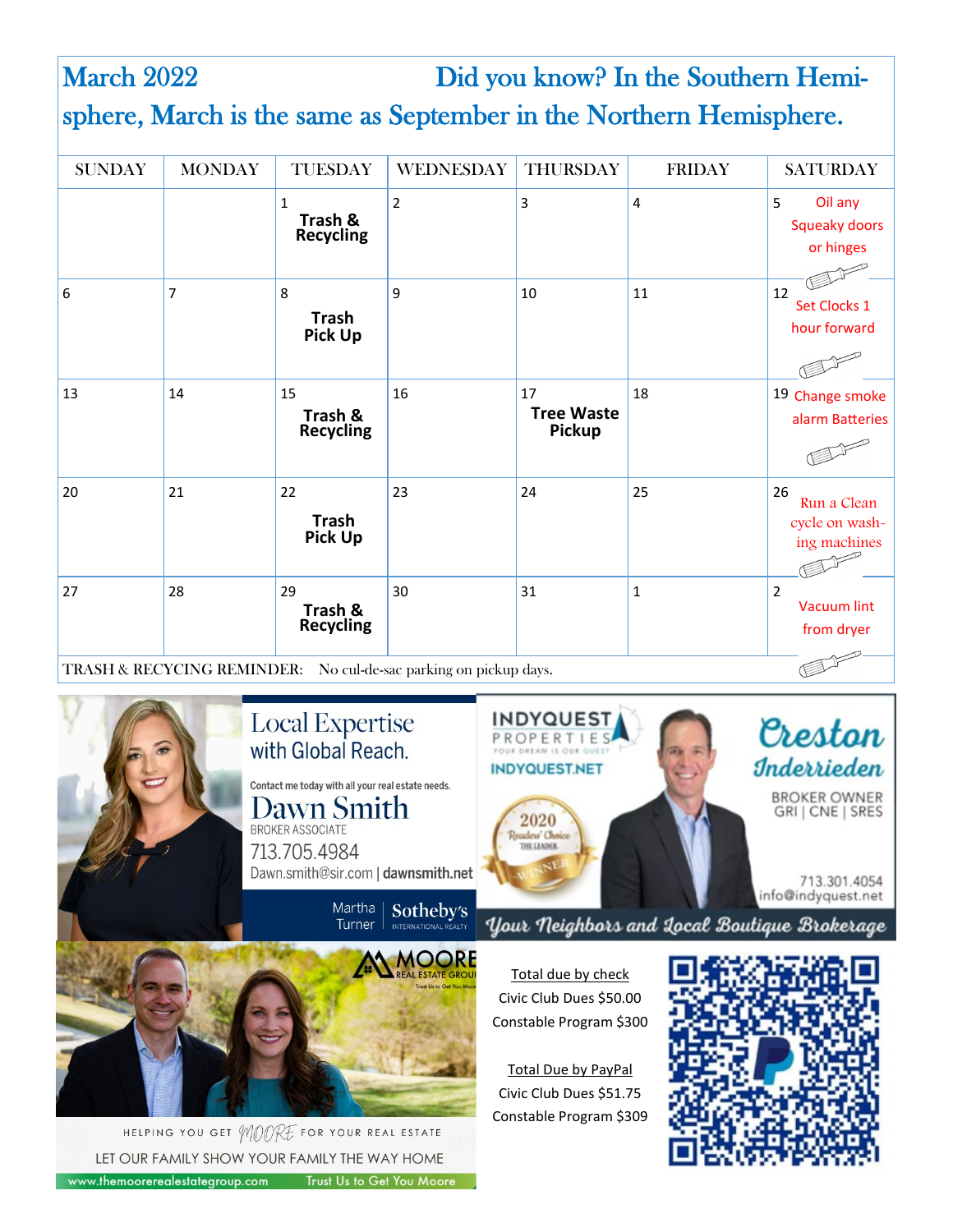# March 2022

Did you know? In the Southern Hemisphere, March is the same as September in the Northern Hemisphere.

| SUNDAY | MONDAY | TUESDAY | WEDNESDAY | THURSDAY | FRIDAY | SATURDAY |
|---|---|---|---|---|---|---|
| | | 1 **Trash & Recycling** | 2 | 3 | 4 | 5 Oil any Squeaky doors or hinges |
| 6 | 7 | 8 **Trash Pick Up** | 9 | 10 | 11 | 12 Set Clocks 1 hour forward |
| 13 | 14 | 15 **Trash & Recycling** | 16 | 17 **Tree Waste Pickup** | 18 | 19 Change smoke alarm Batteries |
| 20 | 21 | 22 **Trash Pick Up** | 23 | 24 | 25 | 26 Run a Clean cycle on washing machines |
| 27 | 28 | 29 **Trash & Recycling** | 30 | 31 | 1 | 2 Vacuum lint from dryer |

TRASH & RECYCING REMINDER: No cul-de-sac parking on pickup days.

Local Expertise with Global Reach.

Contact me today with all your real estate needs.

Dawn Smith
BROKER ASSOCIATE
713.705.4984
Dawn.smith@sir.com | dawnsmith.net

Martha Turner | Sotheby's INTERNATIONAL REALTY

INDYQUEST PROPERTIES
YOUR DREAM IS OUR QUEST
INDYQUEST.NET

2020 Readers' Choice THE LEADER WINNER

Creston Inderrieden
BROKER OWNER
GRI | CNE | SRES
713.301.4054
info@indyquest.net

Your Neighbors and Local Boutique Brokerage

MOORE REAL ESTATE GROUP
Trust Us to Get You Moore

HELPING YOU GET MOORE FOR YOUR REAL ESTATE

LET OUR FAMILY SHOW YOUR FAMILY THE WAY HOME

www.themoorerealestategroup.com Trust Us to Get You Moore

Total due by check
Civic Club Dues $50.00
Constable Program $300

Total Due by PayPal
Civic Club Dues $51.75
Constable Program $309